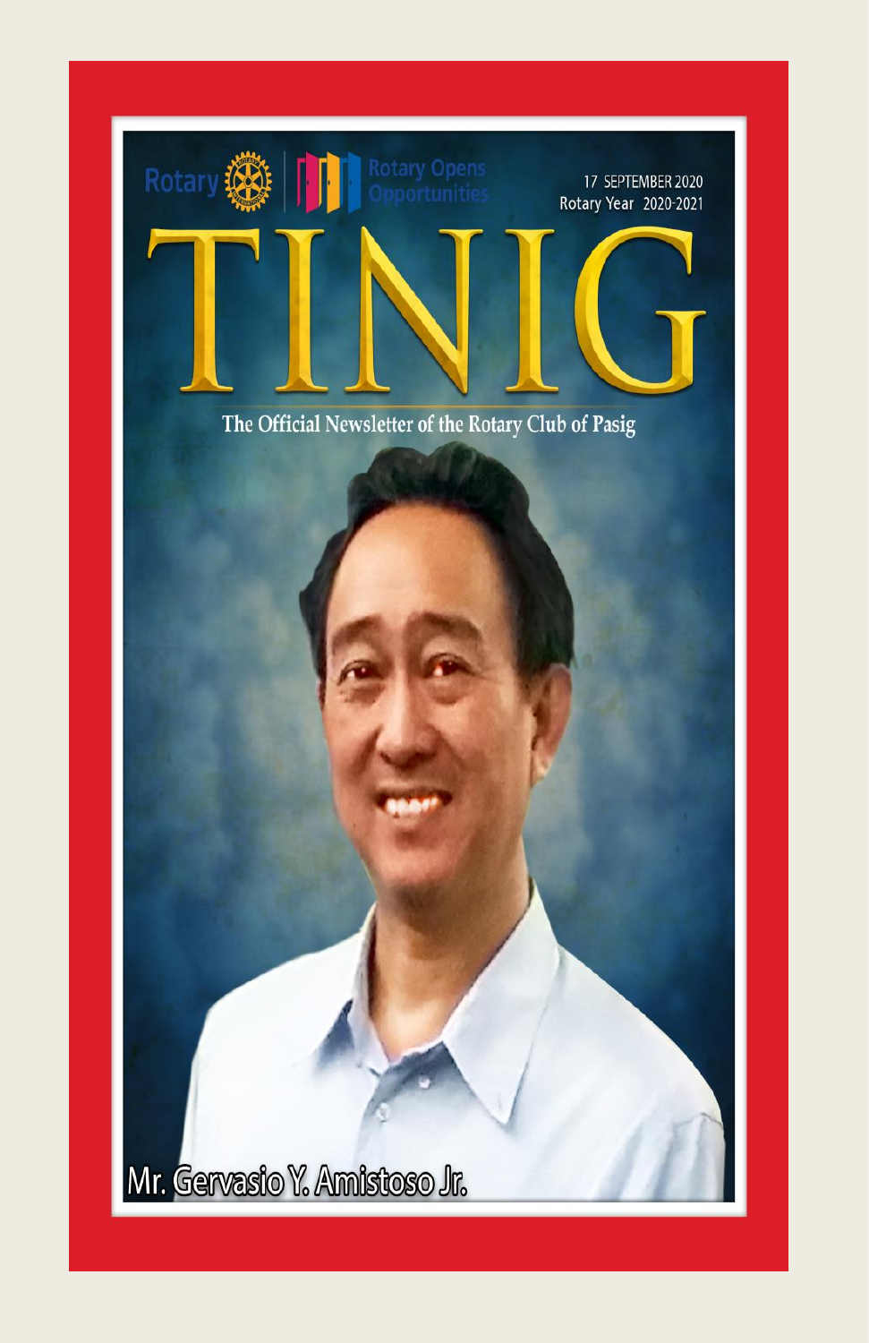Rotary | Rotary Opens Opportunities

17 SEPTEMBER 2020
Rotary Year 2020-2021

# TINIG

The Official Newsletter of the Rotary Club of Pasig

Mr. Gervasio Y. Amistoso Jr.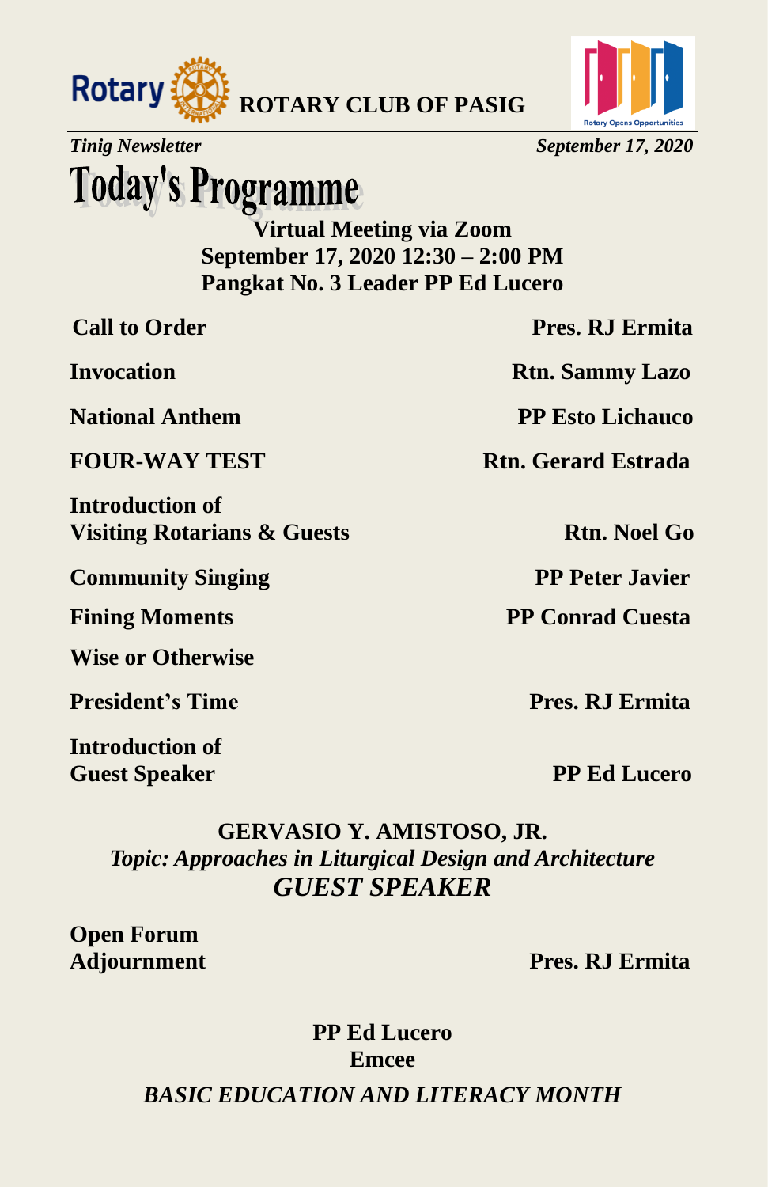**ROTARY CLUB OF PASIG**

*Tinig Newsletter* *September 17, 2020*

# Today's Programme

**Virtual Meeting via Zoom**
**September 17, 2020 12:30 – 2:00 PM**
**Pangkat No. 3 Leader PP Ed Lucero**

| | |
|---|---|
| **Call to Order** | **Pres. RJ Ermita** |
| **Invocation** | **Rtn. Sammy Lazo** |
| **National Anthem** | **PP Esto Lichauco** |
| **FOUR-WAY TEST** | **Rtn. Gerard Estrada** |
| **Introduction of Visiting Rotarians & Guests** | **Rtn. Noel Go** |
| **Community Singing** | **PP Peter Javier** |
| **Fining Moments** | **PP Conrad Cuesta** |
| **Wise or Otherwise** | |
| **President's Time** | **Pres. RJ Ermita** |
| **Introduction of Guest Speaker** | **PP Ed Lucero** |

**GERVASIO Y. AMISTOSO, JR.**
***Topic: Approaches in Liturgical Design and Architecture***
***GUEST SPEAKER***

| | |
|---|---|
| **Open Forum** | |
| **Adjournment** | **Pres. RJ Ermita** |

**PP Ed Lucero**
**Emcee**

***BASIC EDUCATION AND LITERACY MONTH***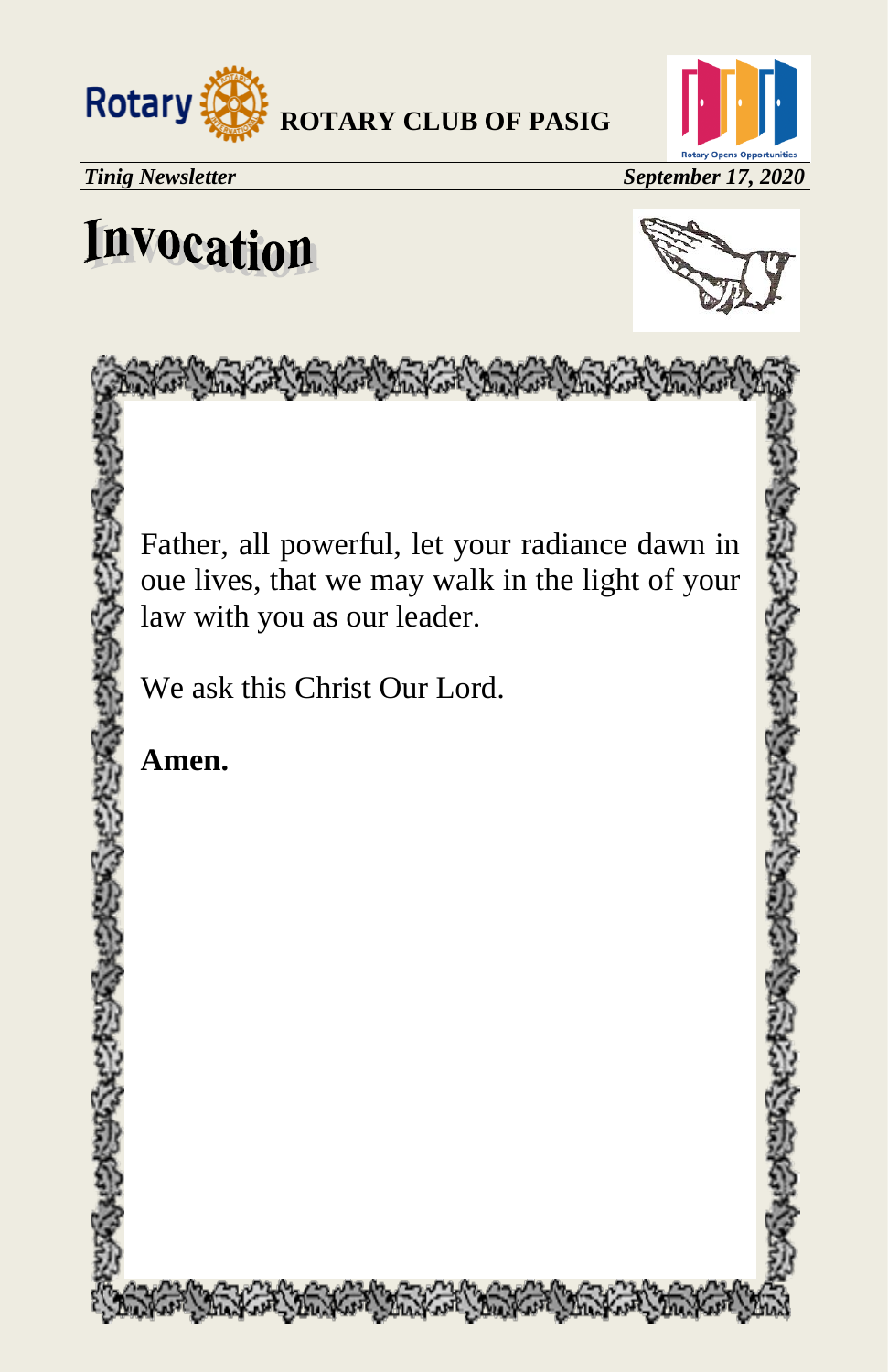# Invocation

Father, all powerful, let your radiance dawn in oue lives, that we may walk in the light of your law with you as our leader.

We ask this Christ Our Lord.

**Amen.**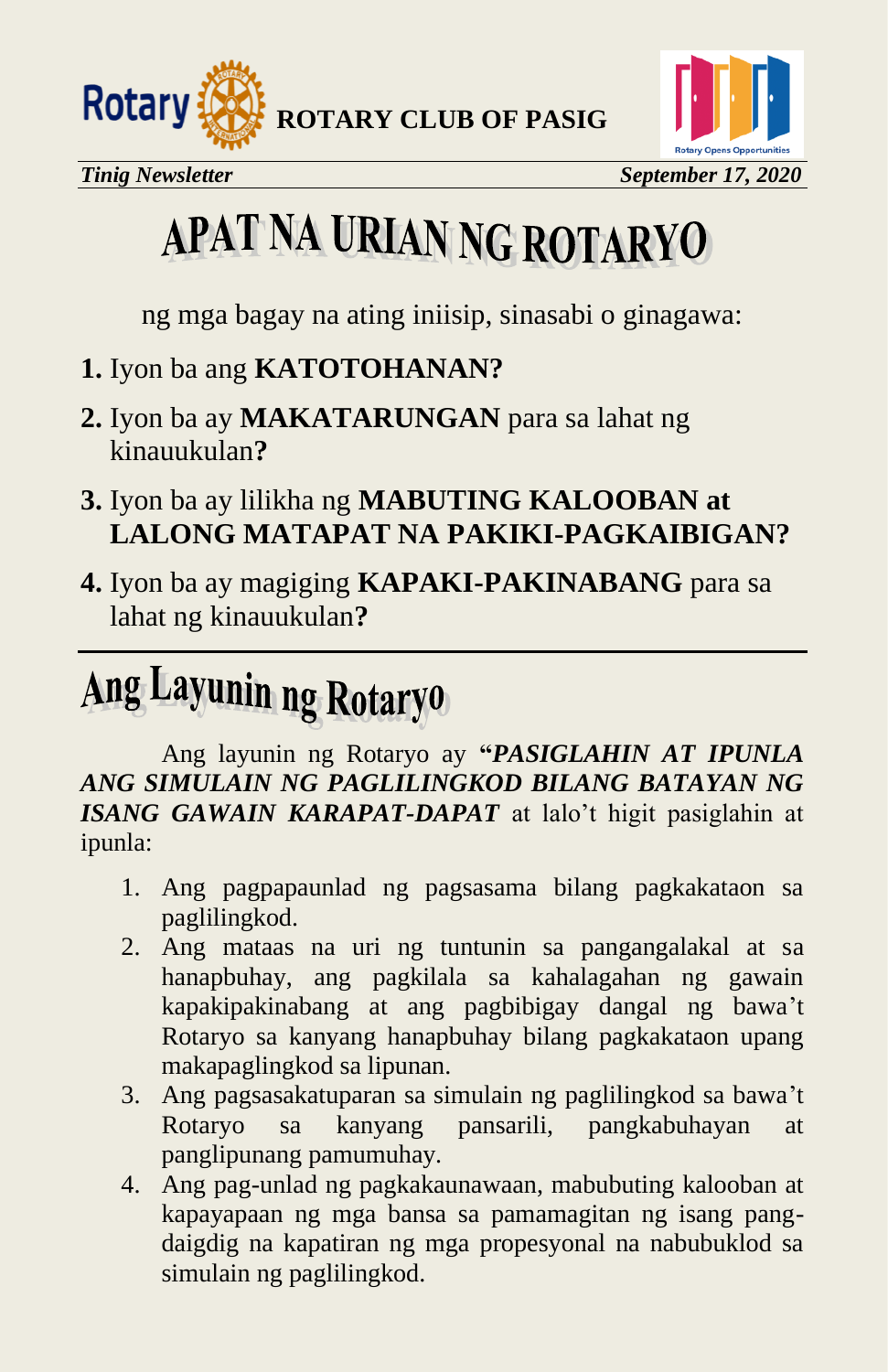ROTARY CLUB OF PASIG

*Tinig Newsletter* *September 17, 2020*

# APAT NA URIAN NG ROTARYO

ng mga bagay na ating iniisip, sinasabi o ginagawa:

**1.** Iyon ba ang **KATOTOHANAN?**

**2.** Iyon ba ay **MAKATARUNGAN** para sa lahat ng kinauukulan**?**

**3.** Iyon ba ay lilikha ng **MABUTING KALOOBAN at LALONG MATAPAT NA PAKIKI-PAGKAIBIGAN?**

**4.** Iyon ba ay magiging **KAPAKI-PAKINABANG** para sa lahat ng kinauukulan**?**

---

# Ang Layunin ng Rotaryo

Ang layunin ng Rotaryo ay **"*PASIGLAHIN AT IPUNLA ANG SIMULAIN NG PAGLILINGKOD BILANG BATAYAN NG ISANG GAWAIN KARAPAT-DAPAT*** at lalo't higit pasiglahin at ipunla:

1. Ang pagpapaunlad ng pagsasama bilang pagkakataon sa paglilingkod.
2. Ang mataas na uri ng tuntunin sa pangangalakal at sa hanapbuhay, ang pagkilala sa kahalagahan ng gawain kapakipakinabang at ang pagbibigay dangal ng bawa't Rotaryo sa kanyang hanapbuhay bilang pagkakataon upang makapaglingkod sa lipunan.
3. Ang pagsasakatuparan sa simulain ng paglilingkod sa bawa't Rotaryo sa kanyang pansarili, pangkabuhayan at panglipunang pamumuhay.
4. Ang pag-unlad ng pagkakaunawaan, mabubuting kalooban at kapayapaan ng mga bansa sa pamamagitan ng isang pang-daigdig na kapatiran ng mga propesyonal na nabubuklod sa simulain ng paglilingkod.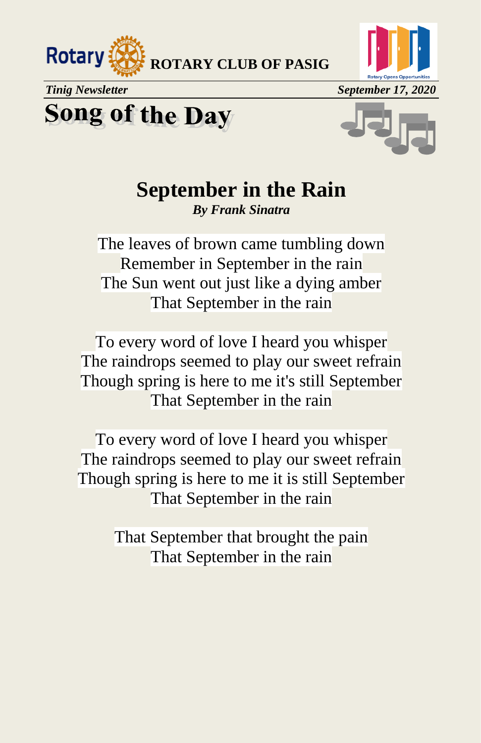# Song of the Day

## September in the Rain

***By Frank Sinatra***

The leaves of brown came tumbling down
Remember in September in the rain
The Sun went out just like a dying amber
That September in the rain

To every word of love I heard you whisper
The raindrops seemed to play our sweet refrain
Though spring is here to me it's still September
That September in the rain

To every word of love I heard you whisper
The raindrops seemed to play our sweet refrain
Though spring is here to me it is still September
That September in the rain

That September that brought the pain
That September in the rain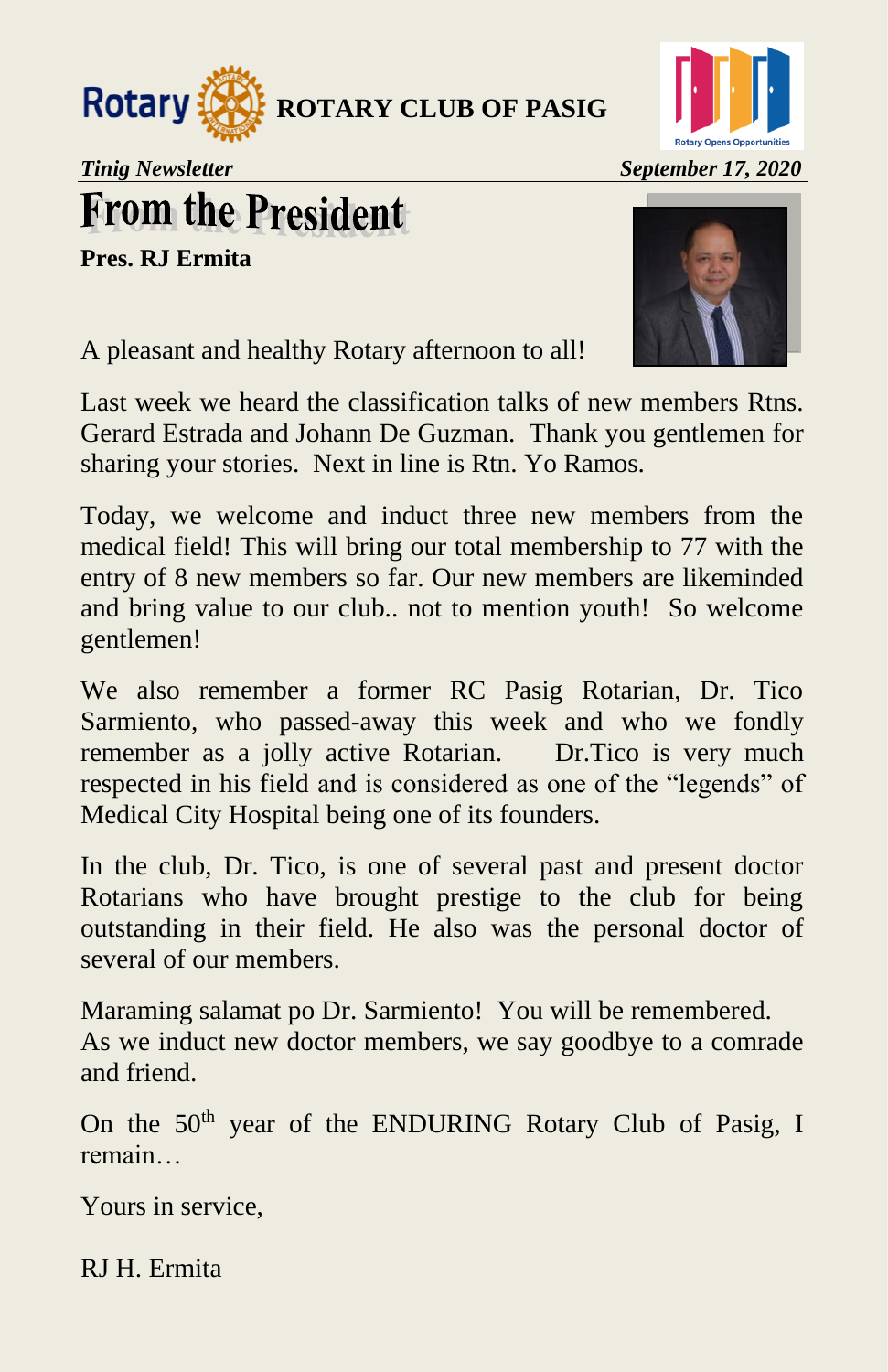# From the President

**Pres. RJ Ermita**

A pleasant and healthy Rotary afternoon to all!

Last week we heard the classification talks of new members Rtns. Gerard Estrada and Johann De Guzman. Thank you gentlemen for sharing your stories. Next in line is Rtn. Yo Ramos.

Today, we welcome and induct three new members from the medical field! This will bring our total membership to 77 with the entry of 8 new members so far. Our new members are likeminded and bring value to our club.. not to mention youth! So welcome gentlemen!

We also remember a former RC Pasig Rotarian, Dr. Tico Sarmiento, who passed-away this week and who we fondly remember as a jolly active Rotarian. Dr.Tico is very much respected in his field and is considered as one of the "legends" of Medical City Hospital being one of its founders.

In the club, Dr. Tico, is one of several past and present doctor Rotarians who have brought prestige to the club for being outstanding in their field. He also was the personal doctor of several of our members.

Maraming salamat po Dr. Sarmiento! You will be remembered.
As we induct new doctor members, we say goodbye to a comrade and friend.

On the 50th year of the ENDURING Rotary Club of Pasig, I remain…

Yours in service,

RJ H. Ermita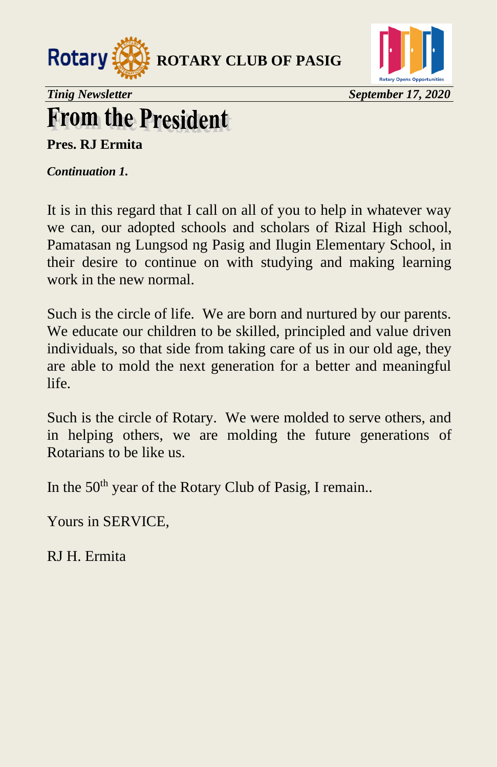# From the President

**Pres. RJ Ermita**

***Continuation 1.***

It is in this regard that I call on all of you to help in whatever way we can, our adopted schools and scholars of Rizal High school, Pamatasan ng Lungsod ng Pasig and Ilugin Elementary School, in their desire to continue on with studying and making learning work in the new normal.

Such is the circle of life. We are born and nurtured by our parents. We educate our children to be skilled, principled and value driven individuals, so that side from taking care of us in our old age, they are able to mold the next generation for a better and meaningful life.

Such is the circle of Rotary. We were molded to serve others, and in helping others, we are molding the future generations of Rotarians to be like us.

In the 50th year of the Rotary Club of Pasig, I remain..

Yours in SERVICE,

RJ H. Ermita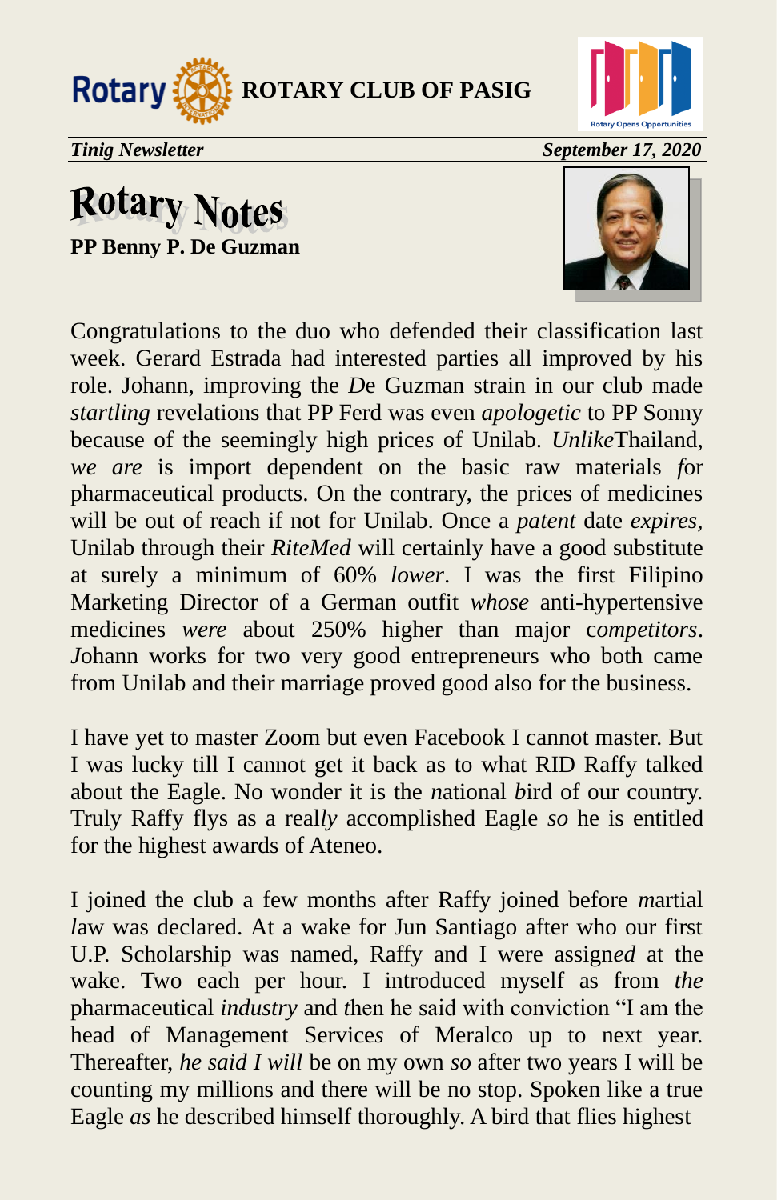# Rotary Notes

**PP Benny P. De Guzman**

Congratulations to the duo who defended their classification last week. Gerard Estrada had interested parties all improved by his role. Johann, improving the *D*e Guzman strain in our club made *startling* revelations that PP Ferd was even *apologetic* to PP Sonny because of the seemingly high price*s* of Unilab. *Unlike*Thailand, *we are* is import dependent on the basic raw materials *f*or pharmaceutical products. On the contrary, the prices of medicines will be out of reach if not for Unilab. Once a *patent* date *expires*, Unilab through their *RiteMed* will certainly have a good substitute at surely a minimum of 60% *lower*. I was the first Filipino Marketing Director of a German outfit *whose* anti-hypertensive medicines *were* about 250% higher than major c*ompetitors*. *J*ohann works for two very good entrepreneurs who both came from Unilab and their marriage proved good also for the business.

I have yet to master Zoom but even Facebook I cannot master. But I was lucky till I cannot get it back as to what RID Raffy talked about the Eagle. No wonder it is the *n*ational *b*ird of our country. Truly Raffy flys as a real*ly* accomplished Eagle *so* he is entitled for the highest awards of Ateneo.

I joined the club a few months after Raffy joined before *m*artial *l*aw was declared. At a wake for Jun Santiago after who our first U.P. Scholarship was named, Raffy and I were assign*ed* at the wake. Two each per hour. I introduced myself as from *the* pharmaceutical *industry* and *t*hen he said with conviction "I am the head of Management Service*s* of Meralco up to next year. Thereafter, *he said I will* be on my own *so* after two years I will be counting my millions and there will be no stop. Spoken like a true Eagle *as* he described himself thoroughly. A bird that flies highest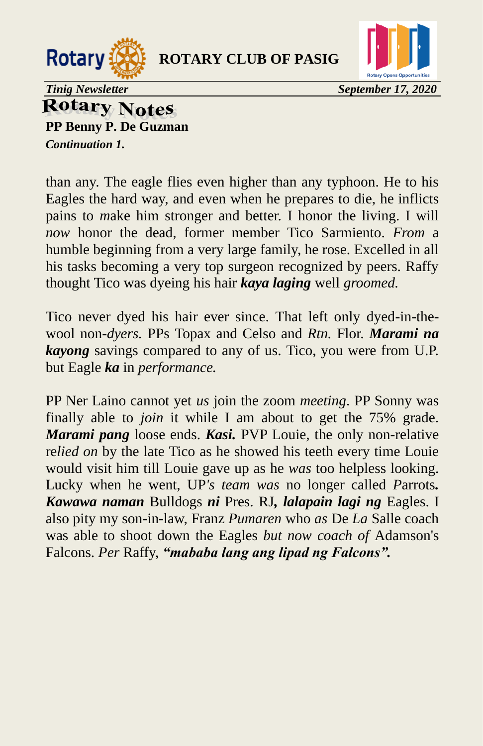## Rotary Notes

**PP Benny P. De Guzman**

***Continuation 1.***

than any. The eagle flies even higher than any typhoon. He to his Eagles the hard way, and even when he prepares to die, he inflicts pains to *m*ake him stronger and better. I honor the living. I will *now* honor the dead, former member Tico Sarmiento. *From* a humble beginning from a very large family, he rose. Excelled in all his tasks becoming a very top surgeon recognized by peers. Raffy thought Tico was dyeing his hair ***kaya laging*** well *groomed*.

Tico never dyed his hair ever since. That left only dyed-in-the-wool non-*dyers.* PPs Topax and Celso and *Rtn.* Flor. ***Marami na kayong*** savings compared to any of us. Tico, you were from U.P. but Eagle ***ka*** in *performance.*

PP Ner Laino cannot yet *us* join the zoom *meeting*. PP Sonny was finally able to *join* it while I am about to get the 75% grade. ***Marami pang*** loose ends. ***Kasi.*** PVP Louie, the only non-relative re*lied on* by the late Tico as he showed his teeth every time Louie would visit him till Louie gave up as he *was* too helpless looking. Lucky when he went, UP*'s team was* no longer called *P*arrots***.*** ***Kawawa naman*** Bulldogs ***ni*** Pres. RJ***, lalapain lagi ng*** Eagles. I also pity my son-in-law, Franz *Pumaren* who *as* De *La* Salle coach was able to shoot down the Eagles *but now coach of* Adamson's Falcons. *Per* Raffy, ***"mababa lang ang lipad ng Falcons".***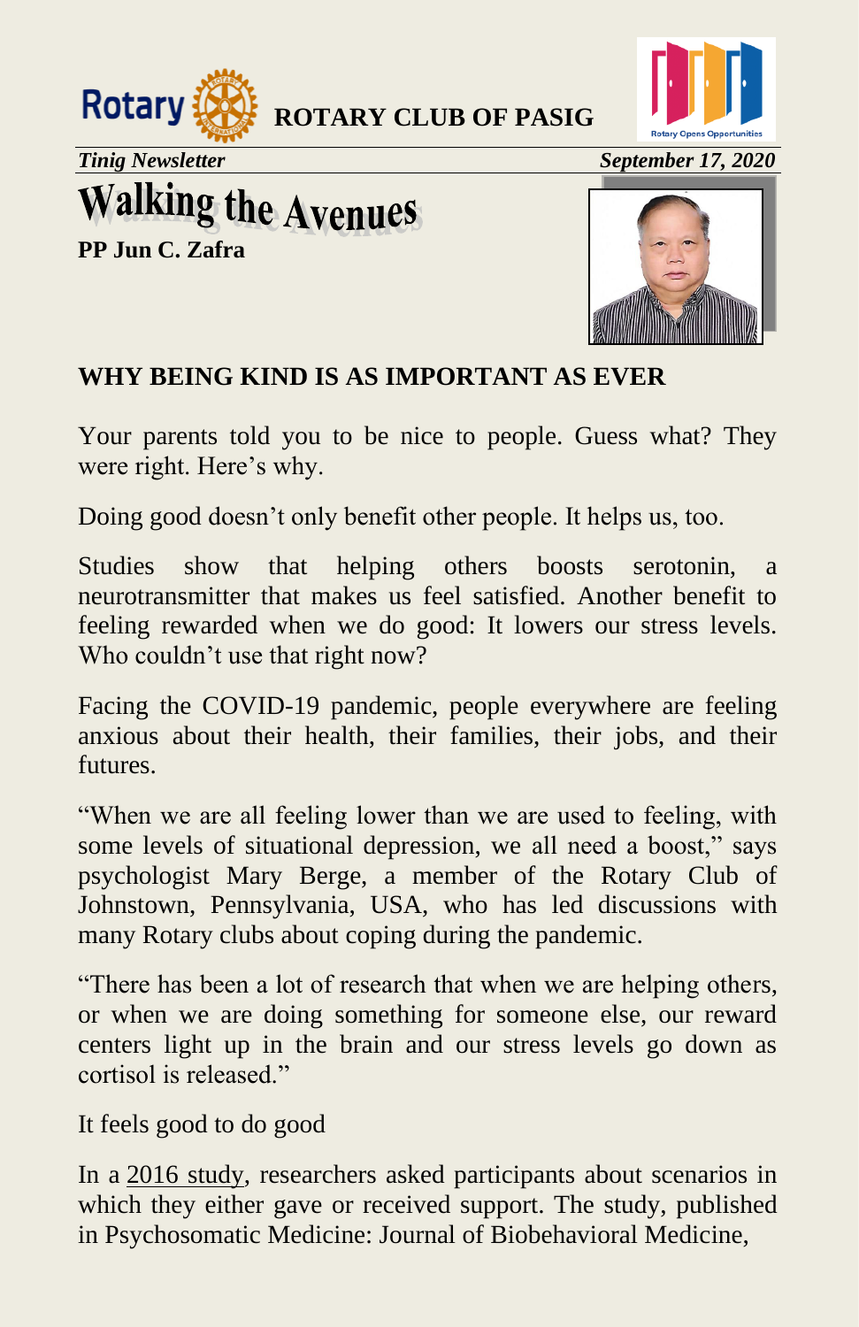**ROTARY CLUB OF PASIG**

*Tinig Newsletter* *September 17, 2020*

# Walking the Avenues

**PP Jun C. Zafra**

## WHY BEING KIND IS AS IMPORTANT AS EVER

Your parents told you to be nice to people. Guess what? They were right. Here's why.

Doing good doesn't only benefit other people. It helps us, too.

Studies show that helping others boosts serotonin, a neurotransmitter that makes us feel satisfied. Another benefit to feeling rewarded when we do good: It lowers our stress levels. Who couldn't use that right now?

Facing the COVID-19 pandemic, people everywhere are feeling anxious about their health, their families, their jobs, and their futures.

"When we are all feeling lower than we are used to feeling, with some levels of situational depression, we all need a boost," says psychologist Mary Berge, a member of the Rotary Club of Johnstown, Pennsylvania, USA, who has led discussions with many Rotary clubs about coping during the pandemic.

"There has been a lot of research that when we are helping others, or when we are doing something for someone else, our reward centers light up in the brain and our stress levels go down as cortisol is released."

It feels good to do good

In a 2016 study, researchers asked participants about scenarios in which they either gave or received support. The study, published in Psychosomatic Medicine: Journal of Biobehavioral Medicine,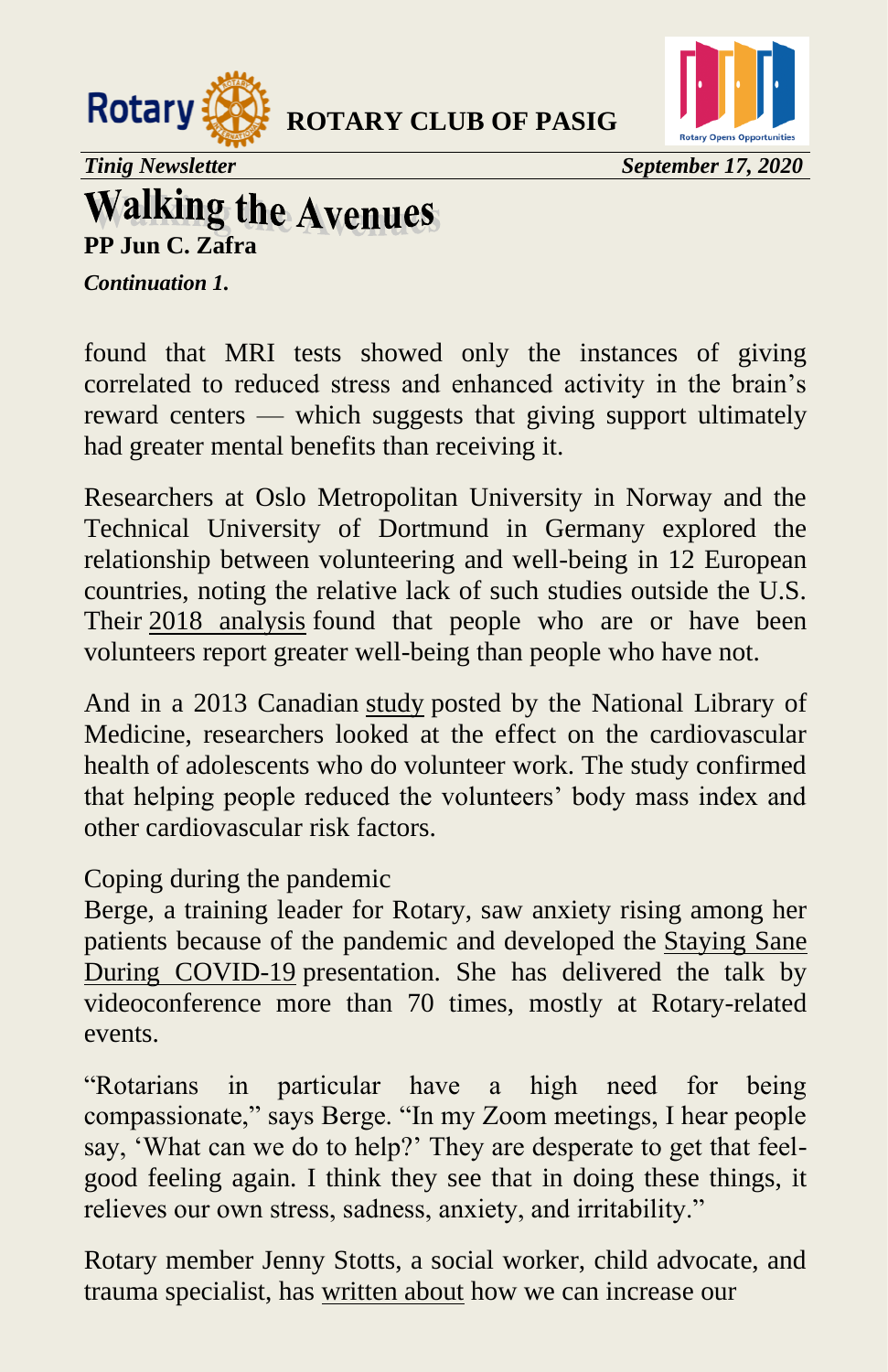# Walking the Avenues

**PP Jun C. Zafra**

***Continuation 1.***

found that MRI tests showed only the instances of giving correlated to reduced stress and enhanced activity in the brain's reward centers — which suggests that giving support ultimately had greater mental benefits than receiving it.

Researchers at Oslo Metropolitan University in Norway and the Technical University of Dortmund in Germany explored the relationship between volunteering and well-being in 12 European countries, noting the relative lack of such studies outside the U.S. Their 2018 analysis found that people who are or have been volunteers report greater well-being than people who have not.

And in a 2013 Canadian study posted by the National Library of Medicine, researchers looked at the effect on the cardiovascular health of adolescents who do volunteer work. The study confirmed that helping people reduced the volunteers' body mass index and other cardiovascular risk factors.

Coping during the pandemic

Berge, a training leader for Rotary, saw anxiety rising among her patients because of the pandemic and developed the Staying Sane During COVID-19 presentation. She has delivered the talk by videoconference more than 70 times, mostly at Rotary-related events.

"Rotarians in particular have a high need for being compassionate," says Berge. "In my Zoom meetings, I hear people say, 'What can we do to help?' They are desperate to get that feel-good feeling again. I think they see that in doing these things, it relieves our own stress, sadness, anxiety, and irritability."

Rotary member Jenny Stotts, a social worker, child advocate, and trauma specialist, has written about how we can increase our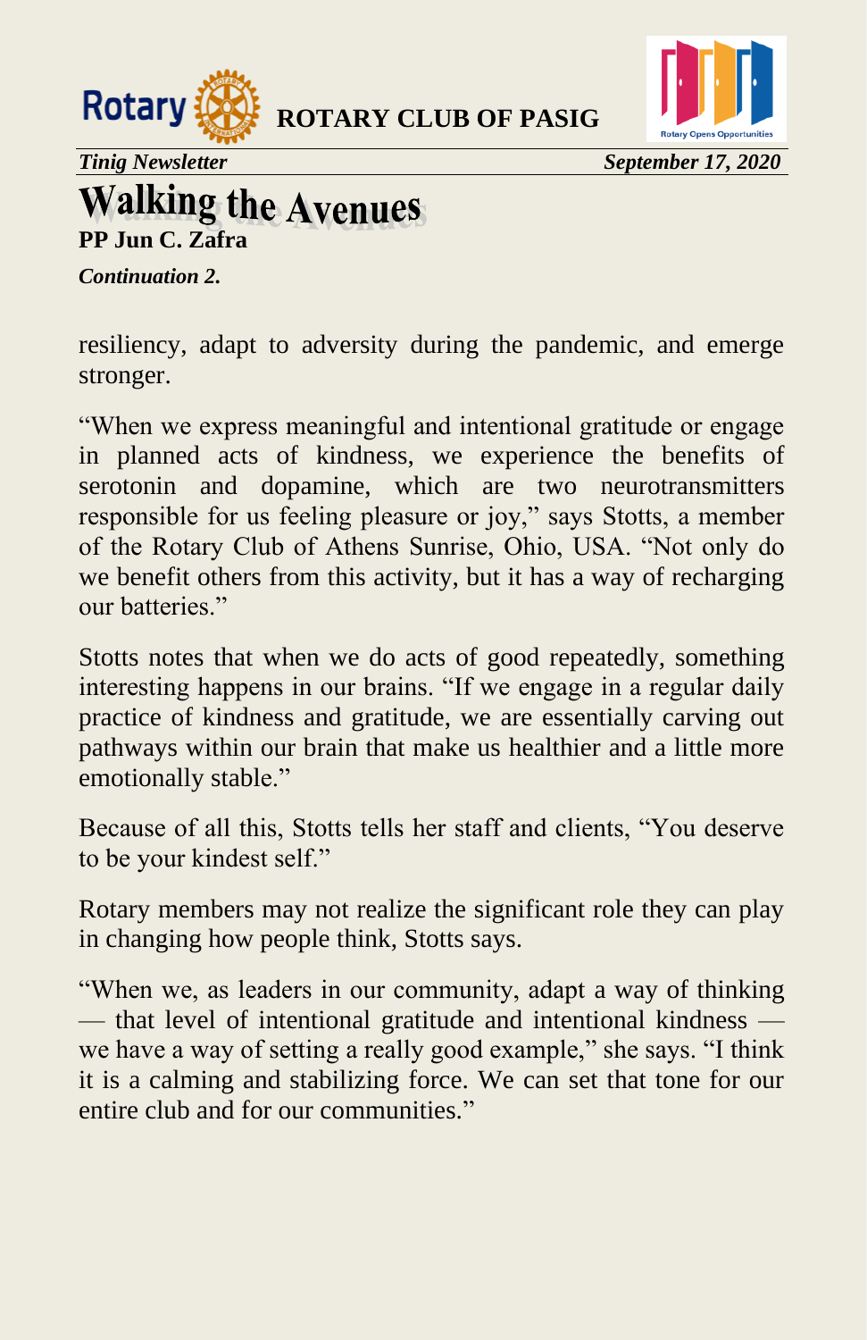# Walking the Avenues

**PP Jun C. Zafra**

***Continuation 2.***

resiliency, adapt to adversity during the pandemic, and emerge stronger.

"When we express meaningful and intentional gratitude or engage in planned acts of kindness, we experience the benefits of serotonin and dopamine, which are two neurotransmitters responsible for us feeling pleasure or joy," says Stotts, a member of the Rotary Club of Athens Sunrise, Ohio, USA. "Not only do we benefit others from this activity, but it has a way of recharging our batteries."

Stotts notes that when we do acts of good repeatedly, something interesting happens in our brains. "If we engage in a regular daily practice of kindness and gratitude, we are essentially carving out pathways within our brain that make us healthier and a little more emotionally stable."

Because of all this, Stotts tells her staff and clients, "You deserve to be your kindest self."

Rotary members may not realize the significant role they can play in changing how people think, Stotts says.

"When we, as leaders in our community, adapt a way of thinking — that level of intentional gratitude and intentional kindness — we have a way of setting a really good example," she says. "I think it is a calming and stabilizing force. We can set that tone for our entire club and for our communities."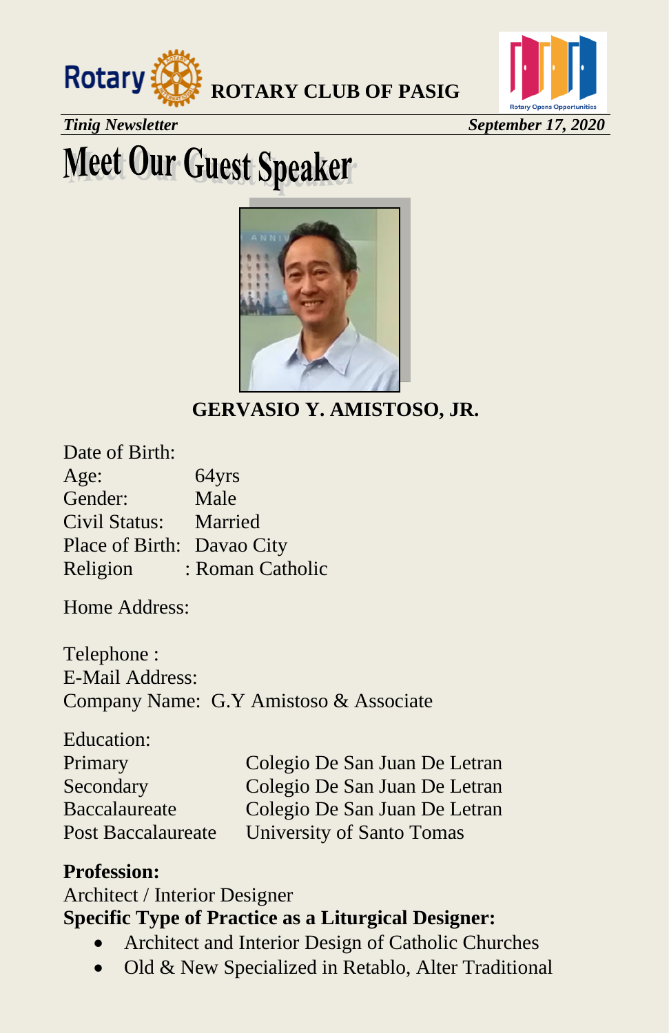# Meet Our Guest Speaker

**GERVASIO Y. AMISTOSO, JR.**

Date of Birth:
Age: 64yrs
Gender: Male
Civil Status: Married
Place of Birth: Davao City
Religion : Roman Catholic

Home Address:

Telephone :
E-Mail Address:
Company Name: G.Y Amistoso & Associate

Education:

| | |
|---|---|
| Primary | Colegio De San Juan De Letran |
| Secondary | Colegio De San Juan De Letran |
| Baccalaureate | Colegio De San Juan De Letran |
| Post Baccalaureate | University of Santo Tomas |

**Profession:**
Architect / Interior Designer
**Specific Type of Practice as a Liturgical Designer:**

- Architect and Interior Design of Catholic Churches
- Old & New Specialized in Retablo, Alter Traditional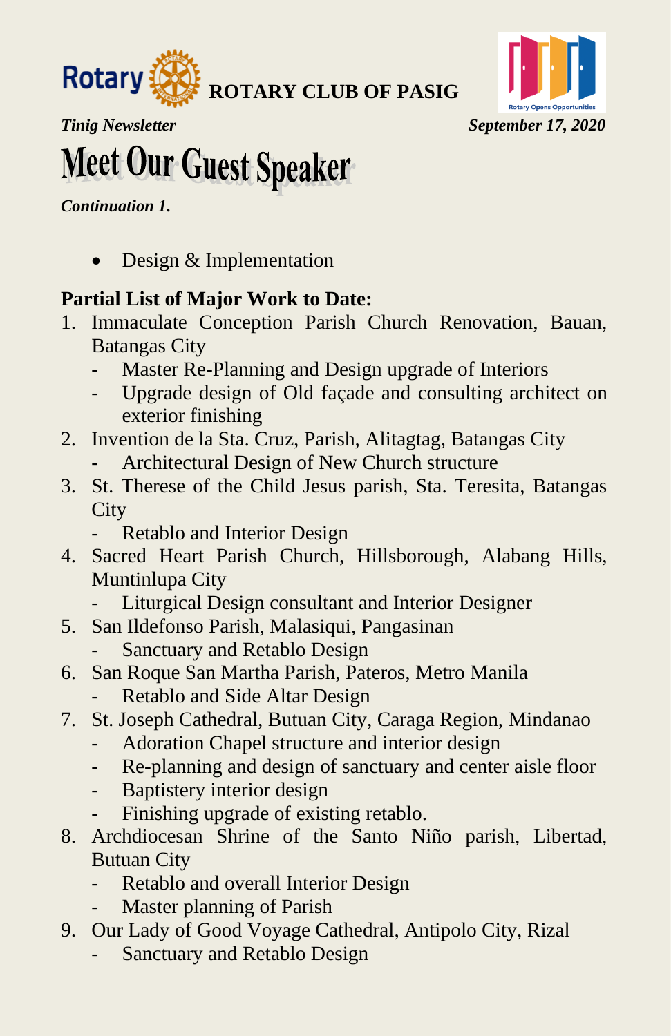# Meet Our Guest Speaker

***Continuation 1.***

- Design & Implementation

**Partial List of Major Work to Date:**

1. Immaculate Conception Parish Church Renovation, Bauan, Batangas City
   - Master Re-Planning and Design upgrade of Interiors
   - Upgrade design of Old façade and consulting architect on exterior finishing
2. Invention de la Sta. Cruz, Parish, Alitagtag, Batangas City
   - Architectural Design of New Church structure
3. St. Therese of the Child Jesus parish, Sta. Teresita, Batangas City
   - Retablo and Interior Design
4. Sacred Heart Parish Church, Hillsborough, Alabang Hills, Muntinlupa City
   - Liturgical Design consultant and Interior Designer
5. San Ildefonso Parish, Malasiqui, Pangasinan
   - Sanctuary and Retablo Design
6. San Roque San Martha Parish, Pateros, Metro Manila
   - Retablo and Side Altar Design
7. St. Joseph Cathedral, Butuan City, Caraga Region, Mindanao
   - Adoration Chapel structure and interior design
   - Re-planning and design of sanctuary and center aisle floor
   - Baptistery interior design
   - Finishing upgrade of existing retablo.
8. Archdiocesan Shrine of the Santo Niño parish, Libertad, Butuan City
   - Retablo and overall Interior Design
   - Master planning of Parish
9. Our Lady of Good Voyage Cathedral, Antipolo City, Rizal
   - Sanctuary and Retablo Design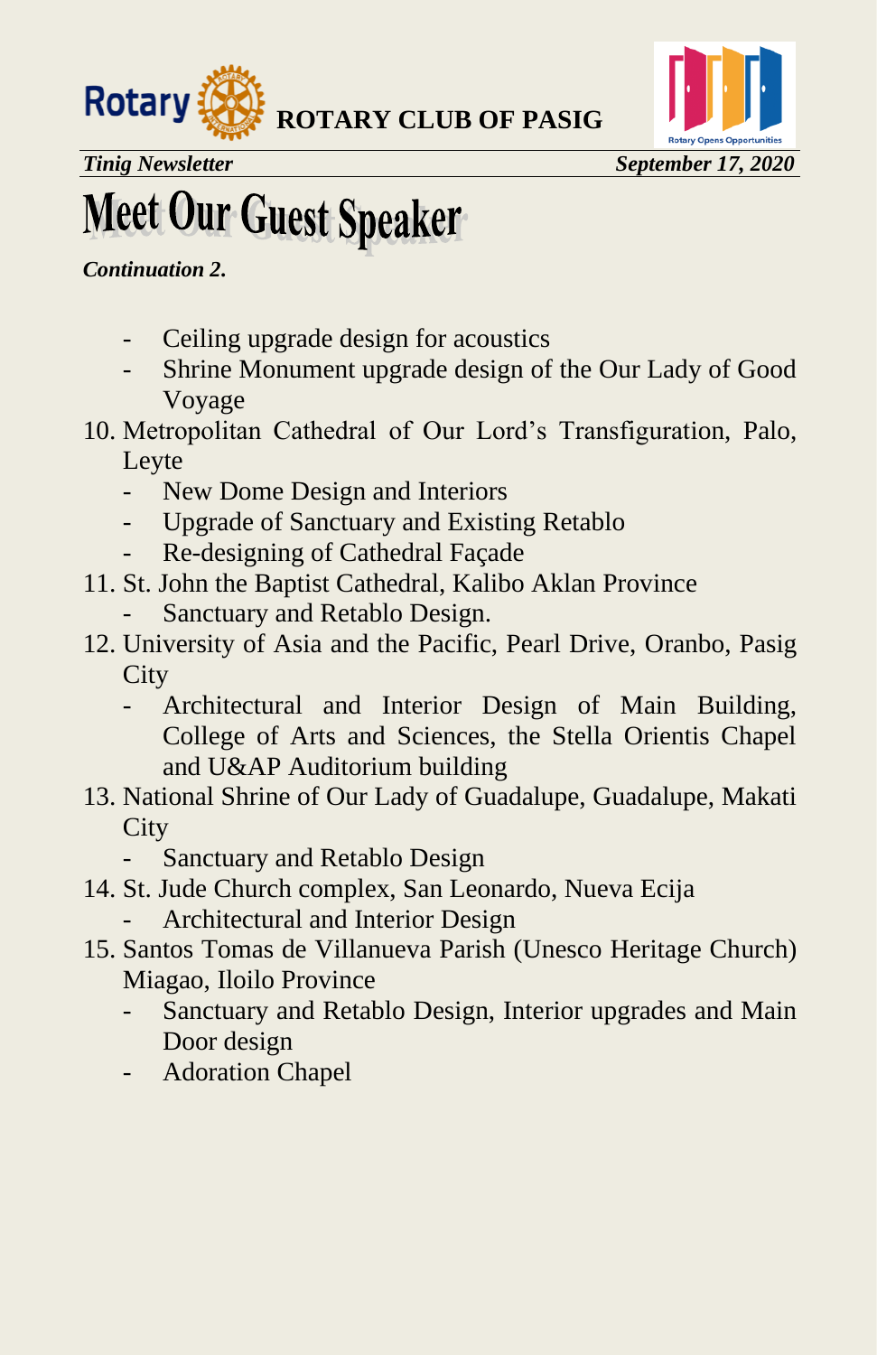# Meet Our Guest Speaker

***Continuation 2.***

- Ceiling upgrade design for acoustics
- Shrine Monument upgrade design of the Our Lady of Good Voyage

10. Metropolitan Cathedral of Our Lord's Transfiguration, Palo, Leyte
    - New Dome Design and Interiors
    - Upgrade of Sanctuary and Existing Retablo
    - Re-designing of Cathedral Façade
11. St. John the Baptist Cathedral, Kalibo Aklan Province
    - Sanctuary and Retablo Design.
12. University of Asia and the Pacific, Pearl Drive, Oranbo, Pasig City
    - Architectural and Interior Design of Main Building, College of Arts and Sciences, the Stella Orientis Chapel and U&AP Auditorium building
13. National Shrine of Our Lady of Guadalupe, Guadalupe, Makati City
    - Sanctuary and Retablo Design
14. St. Jude Church complex, San Leonardo, Nueva Ecija
    - Architectural and Interior Design
15. Santos Tomas de Villanueva Parish (Unesco Heritage Church) Miagao, Iloilo Province
    - Sanctuary and Retablo Design, Interior upgrades and Main Door design
    - Adoration Chapel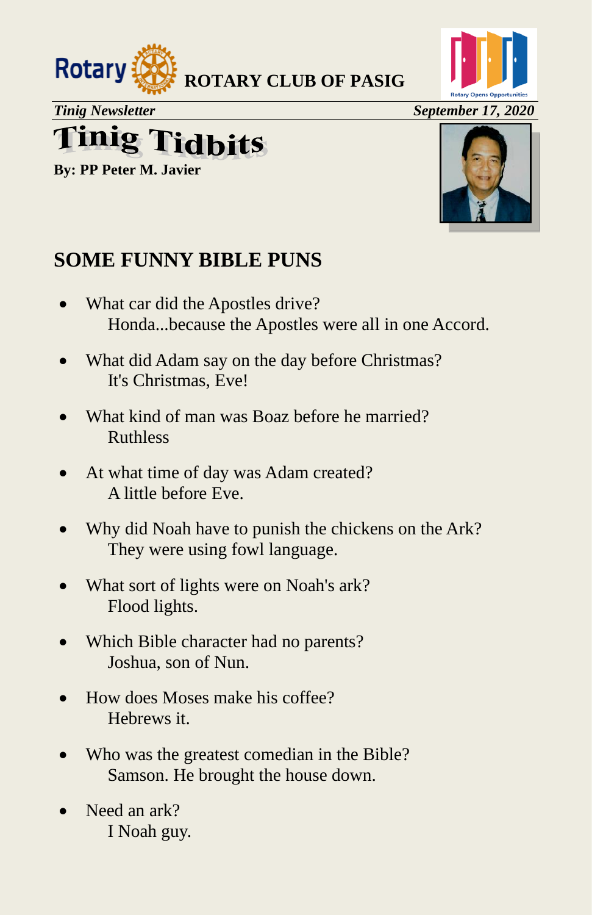**ROTARY CLUB OF PASIG**

*Tinig Newsletter* *September 17, 2020*

# Tinig Tidbits

**By: PP Peter M. Javier**

## SOME FUNNY BIBLE PUNS

- What car did the Apostles drive?
  Honda...because the Apostles were all in one Accord.
- What did Adam say on the day before Christmas?
  It's Christmas, Eve!
- What kind of man was Boaz before he married?
  Ruthless
- At what time of day was Adam created?
  A little before Eve.
- Why did Noah have to punish the chickens on the Ark?
  They were using fowl language.
- What sort of lights were on Noah's ark?
  Flood lights.
- Which Bible character had no parents?
  Joshua, son of Nun.
- How does Moses make his coffee?
  Hebrews it.
- Who was the greatest comedian in the Bible?
  Samson. He brought the house down.
- Need an ark?
  I Noah guy.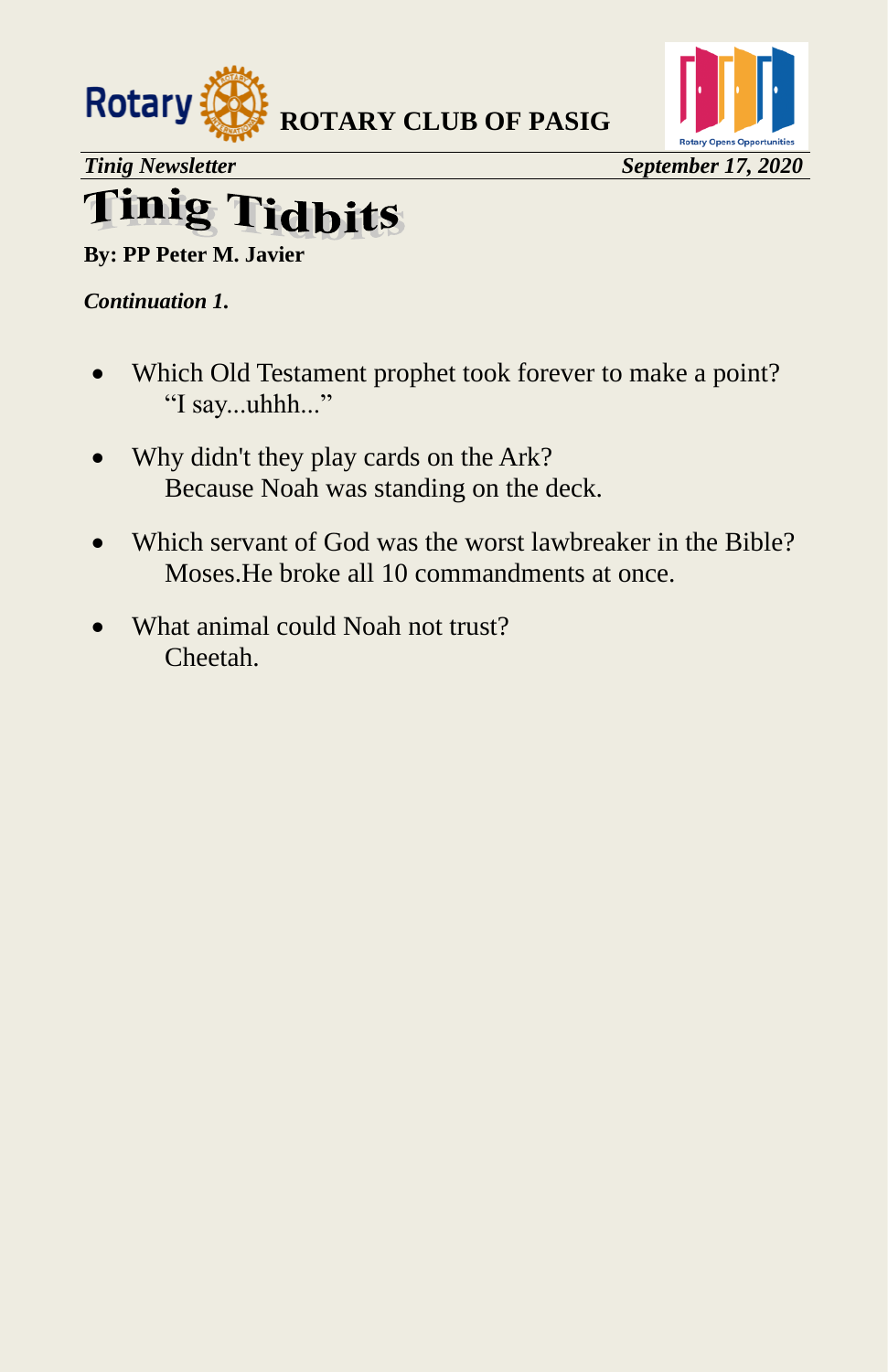**ROTARY CLUB OF PASIG**

*Tinig Newsletter* *September 17, 2020*

# Tinig Tidbits

**By: PP Peter M. Javier**

***Continuation 1.***

- Which Old Testament prophet took forever to make a point?
  "I say...uhhh..."
- Why didn't they play cards on the Ark?
  Because Noah was standing on the deck.
- Which servant of God was the worst lawbreaker in the Bible?
  Moses.He broke all 10 commandments at once.
- What animal could Noah not trust?
  Cheetah.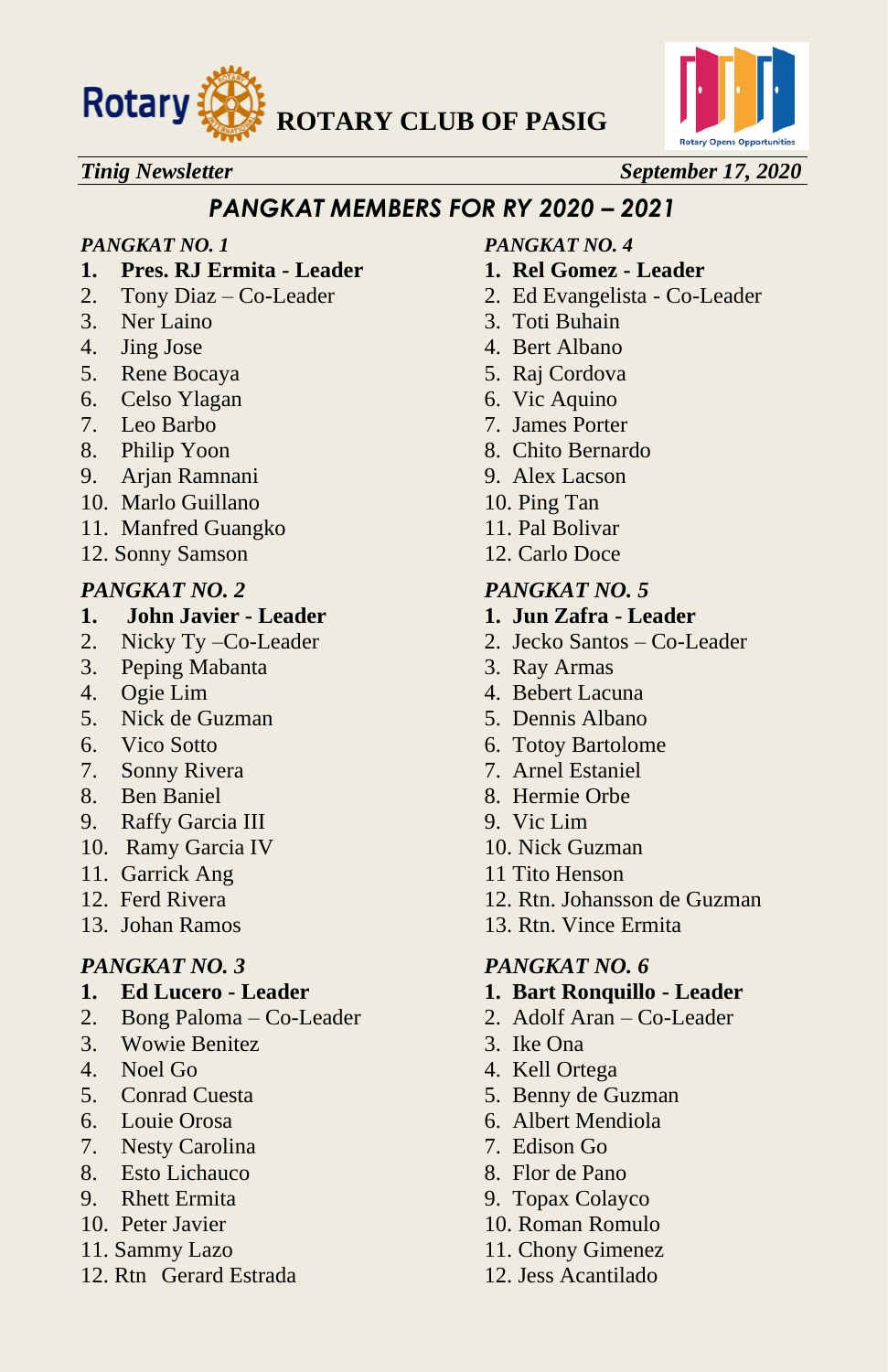# ROTARY CLUB OF PASIG

*Tinig Newsletter* *September 17, 2020*

## *PANGKAT MEMBERS FOR RY 2020 – 2021*

### *PANGKAT NO. 1*

1. **Pres. RJ Ermita - Leader**
2. Tony Diaz – Co-Leader
3. Ner Laino
4. Jing Jose
5. Rene Bocaya
6. Celso Ylagan
7. Leo Barbo
8. Philip Yoon
9. Arjan Ramnani
10. Marlo Guillano
11. Manfred Guangko
12. Sonny Samson

### *PANGKAT NO. 2*

1. **John Javier - Leader**
2. Nicky Ty –Co-Leader
3. Peping Mabanta
4. Ogie Lim
5. Nick de Guzman
6. Vico Sotto
7. Sonny Rivera
8. Ben Baniel
9. Raffy Garcia III
10. Ramy Garcia IV
11. Garrick Ang
12. Ferd Rivera
13. Johan Ramos

### *PANGKAT NO. 3*

1. **Ed Lucero - Leader**
2. Bong Paloma – Co-Leader
3. Wowie Benitez
4. Noel Go
5. Conrad Cuesta
6. Louie Orosa
7. Nesty Carolina
8. Esto Lichauco
9. Rhett Ermita
10. Peter Javier
11. Sammy Lazo
12. Rtn Gerard Estrada

### *PANGKAT NO. 4*

1. **Rel Gomez - Leader**
2. Ed Evangelista - Co-Leader
3. Toti Buhain
4. Bert Albano
5. Raj Cordova
6. Vic Aquino
7. James Porter
8. Chito Bernardo
9. Alex Lacson
10. Ping Tan
11. Pal Bolivar
12. Carlo Doce

### *PANGKAT NO. 5*

1. **Jun Zafra - Leader**
2. Jecko Santos – Co-Leader
3. Ray Armas
4. Bebert Lacuna
5. Dennis Albano
6. Totoy Bartolome
7. Arnel Estaniel
8. Hermie Orbe
9. Vic Lim
10. Nick Guzman
11 Tito Henson
12. Rtn. Johansson de Guzman
13. Rtn. Vince Ermita

### *PANGKAT NO. 6*

1. **Bart Ronquillo - Leader**
2. Adolf Aran – Co-Leader
3. Ike Ona
4. Kell Ortega
5. Benny de Guzman
6. Albert Mendiola
7. Edison Go
8. Flor de Pano
9. Topax Colayco
10. Roman Romulo
11. Chony Gimenez
12. Jess Acantilado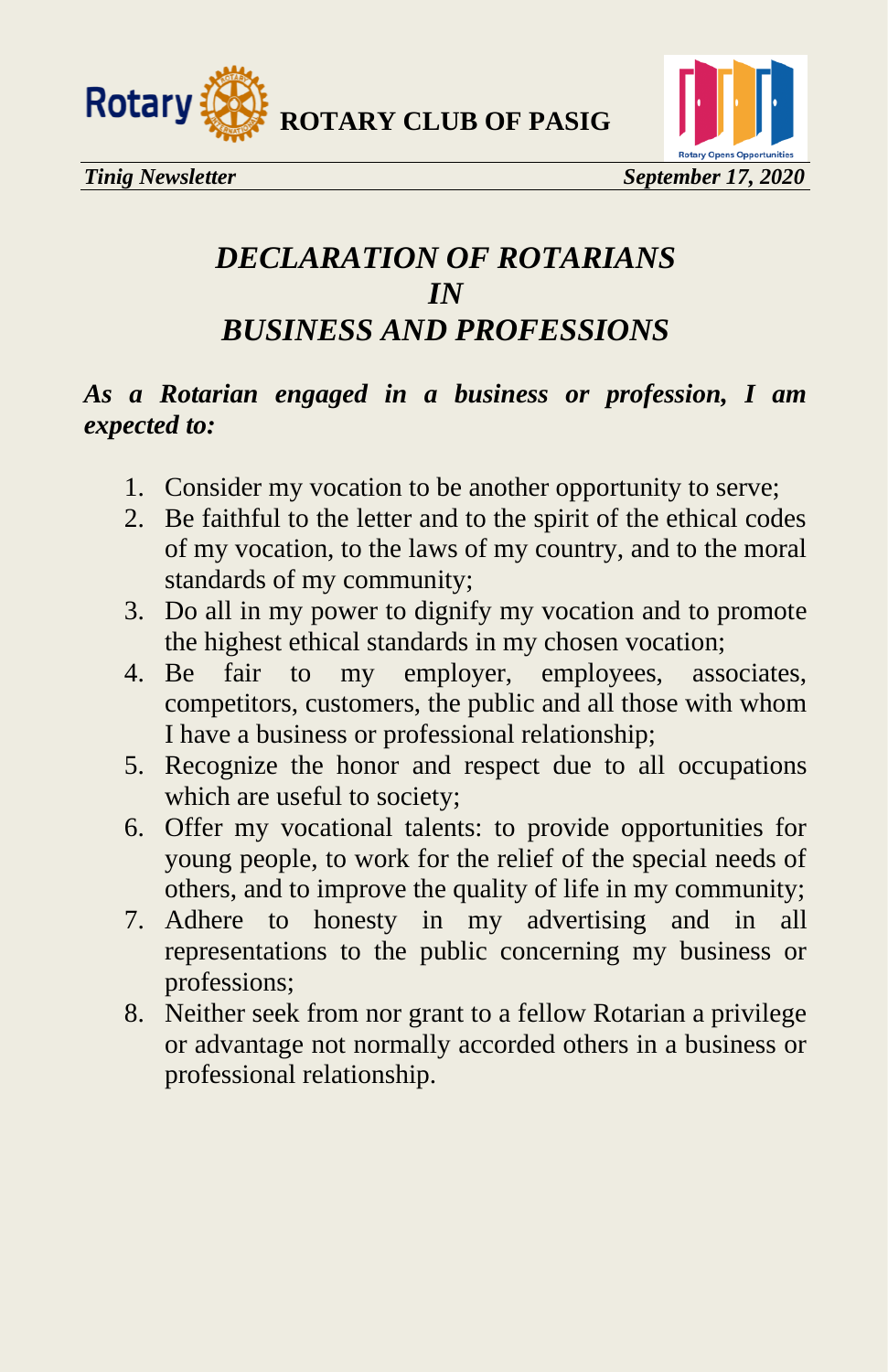# *DECLARATION OF ROTARIANS IN BUSINESS AND PROFESSIONS*

***As a Rotarian engaged in a business or profession, I am expected to:***

1. Consider my vocation to be another opportunity to serve;
2. Be faithful to the letter and to the spirit of the ethical codes of my vocation, to the laws of my country, and to the moral standards of my community;
3. Do all in my power to dignify my vocation and to promote the highest ethical standards in my chosen vocation;
4. Be fair to my employer, employees, associates, competitors, customers, the public and all those with whom I have a business or professional relationship;
5. Recognize the honor and respect due to all occupations which are useful to society;
6. Offer my vocational talents: to provide opportunities for young people, to work for the relief of the special needs of others, and to improve the quality of life in my community;
7. Adhere to honesty in my advertising and in all representations to the public concerning my business or professions;
8. Neither seek from nor grant to a fellow Rotarian a privilege or advantage not normally accorded others in a business or professional relationship.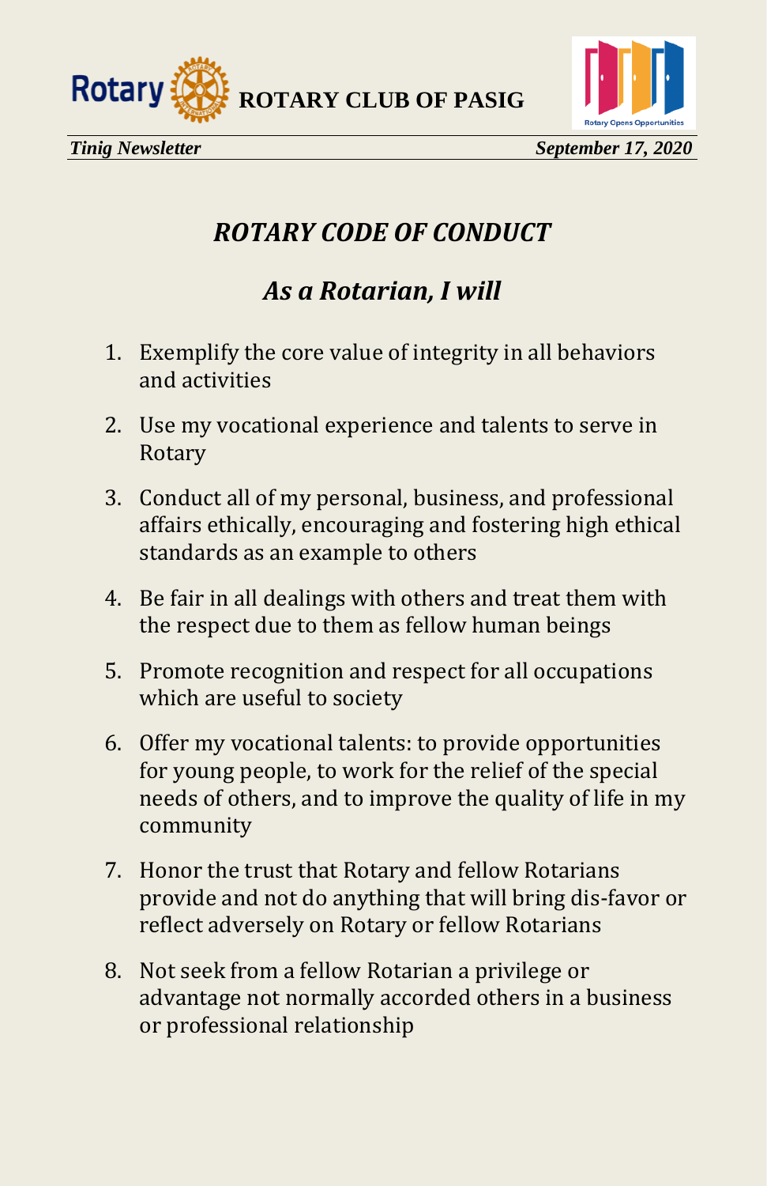# *ROTARY CODE OF CONDUCT*

## *As a Rotarian, I will*

1. Exemplify the core value of integrity in all behaviors and activities
2. Use my vocational experience and talents to serve in Rotary
3. Conduct all of my personal, business, and professional affairs ethically, encouraging and fostering high ethical standards as an example to others
4. Be fair in all dealings with others and treat them with the respect due to them as fellow human beings
5. Promote recognition and respect for all occupations which are useful to society
6. Offer my vocational talents: to provide opportunities for young people, to work for the relief of the special needs of others, and to improve the quality of life in my community
7. Honor the trust that Rotary and fellow Rotarians provide and not do anything that will bring dis-favor or reflect adversely on Rotary or fellow Rotarians
8. Not seek from a fellow Rotarian a privilege or advantage not normally accorded others in a business or professional relationship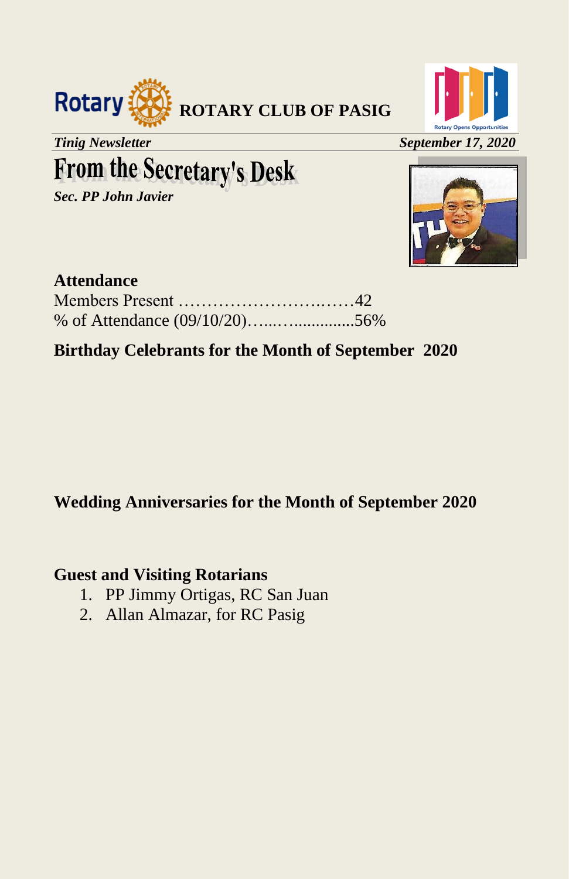**ROTARY CLUB OF PASIG**

*Tinig Newsletter* *September 17, 2020*

# From the Secretary's Desk

***Sec. PP John Javier***

## Attendance

Members Present ……………………….……42
% of Attendance (09/10/20)…....…..............56%

## Birthday Celebrants for the Month of September 2020

## Wedding Anniversaries for the Month of September 2020

## Guest and Visiting Rotarians

1. PP Jimmy Ortigas, RC San Juan
2. Allan Almazar, for RC Pasig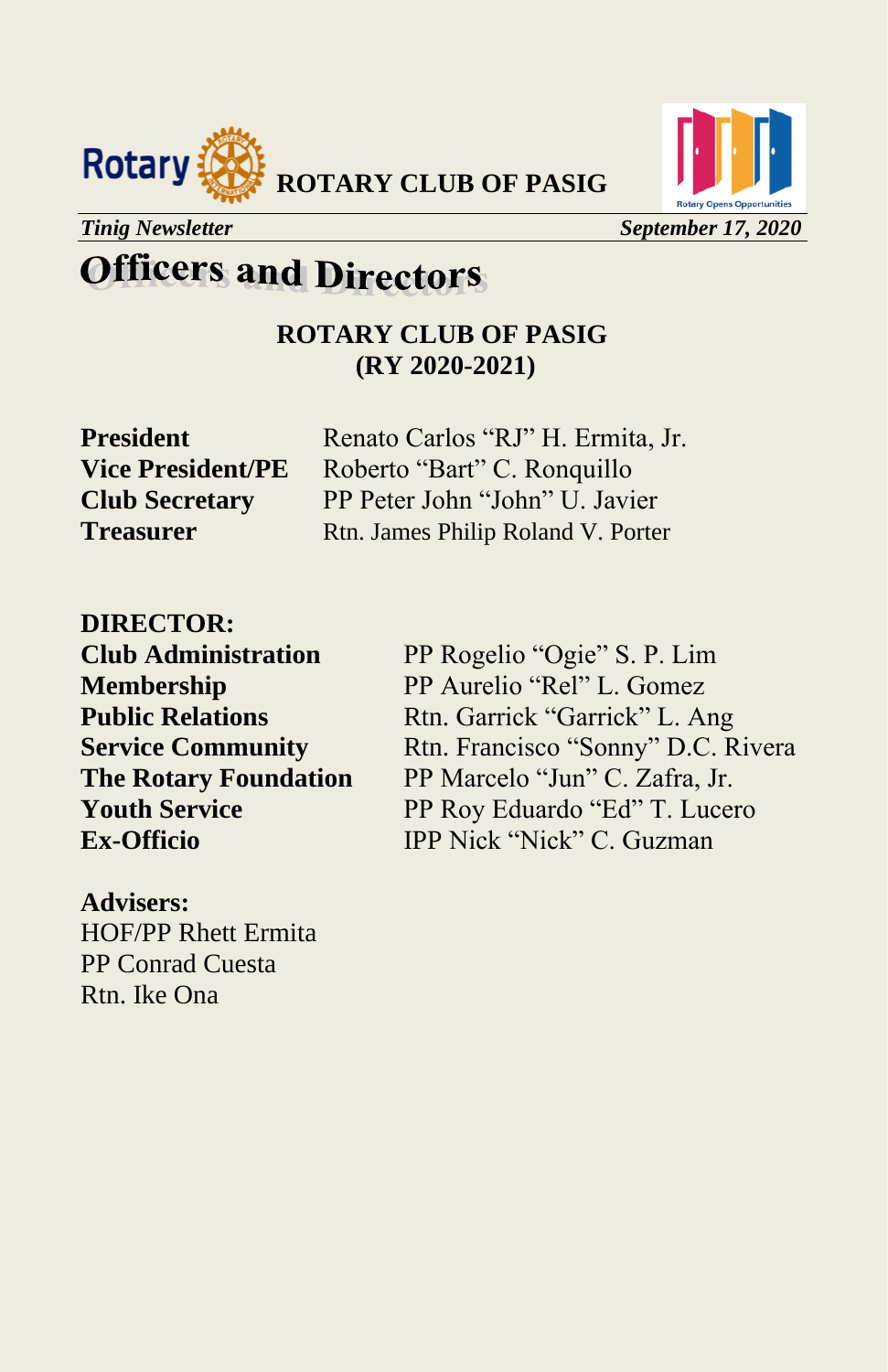# Officers and Directors

**ROTARY CLUB OF PASIG**
**(RY 2020-2021)**

| | |
|---|---|
| **President** | Renato Carlos "RJ" H. Ermita, Jr. |
| **Vice President/PE** | Roberto "Bart" C. Ronquillo |
| **Club Secretary** | PP Peter John "John" U. Javier |
| **Treasurer** | Rtn. James Philip Roland V. Porter |

**DIRECTOR:**

| | |
|---|---|
| **Club Administration** | PP Rogelio "Ogie" S. P. Lim |
| **Membership** | PP Aurelio "Rel" L. Gomez |
| **Public Relations** | Rtn. Garrick "Garrick" L. Ang |
| **Service Community** | Rtn. Francisco "Sonny" D.C. Rivera |
| **The Rotary Foundation** | PP Marcelo "Jun" C. Zafra, Jr. |
| **Youth Service** | PP Roy Eduardo "Ed" T. Lucero |
| **Ex-Officio** | IPP Nick "Nick" C. Guzman |

**Advisers:**

HOF/PP Rhett Ermita
PP Conrad Cuesta
Rtn. Ike Ona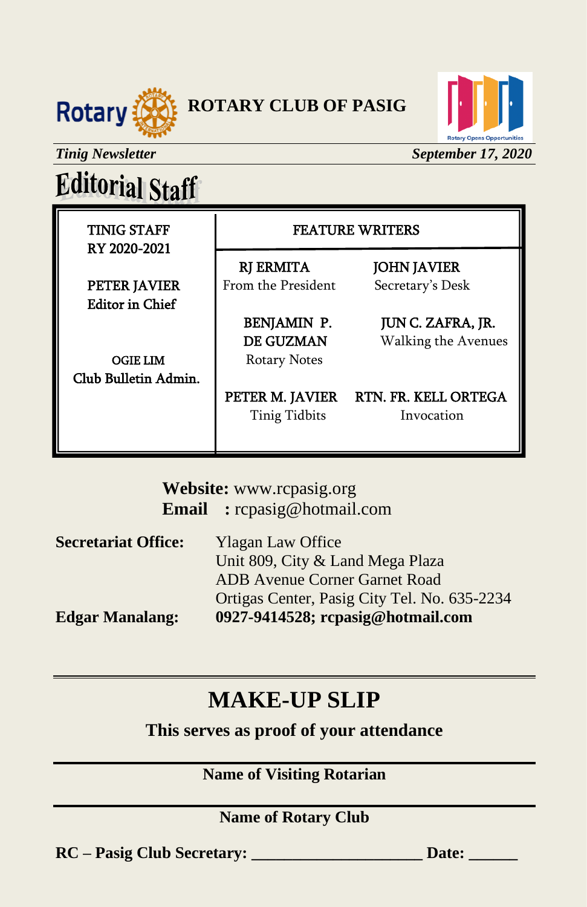ROTARY CLUB OF PASIG

*Tinig Newsletter* *September 17, 2020*

# Editorial Staff

| TINIG STAFF RY 2020-2021 | FEATURE WRITERS | |
|---|---|---|
| PETER JAVIER Editor in Chief | RJ ERMITA From the President | JOHN JAVIER Secretary's Desk |
| OGIE LIM Club Bulletin Admin. | BENJAMIN P. DE GUZMAN Rotary Notes | JUN C. ZAFRA, JR. Walking the Avenues |
| | PETER M. JAVIER Tinig Tidbits | RTN. FR. KELL ORTEGA Invocation |

**Website:** www.rcpasig.org
**Email :** rcpasig@hotmail.com

**Secretariat Office:** Ylagan Law Office
Unit 809, City & Land Mega Plaza
ADB Avenue Corner Garnet Road
Ortigas Center, Pasig City Tel. No. 635-2234

**Edgar Manalang:** **0927-9414528; rcpasig@hotmail.com**

## MAKE-UP SLIP

**This serves as proof of your attendance**

**Name of Visiting Rotarian**

**Name of Rotary Club**

**RC – Pasig Club Secretary: ____________________ Date: ______**